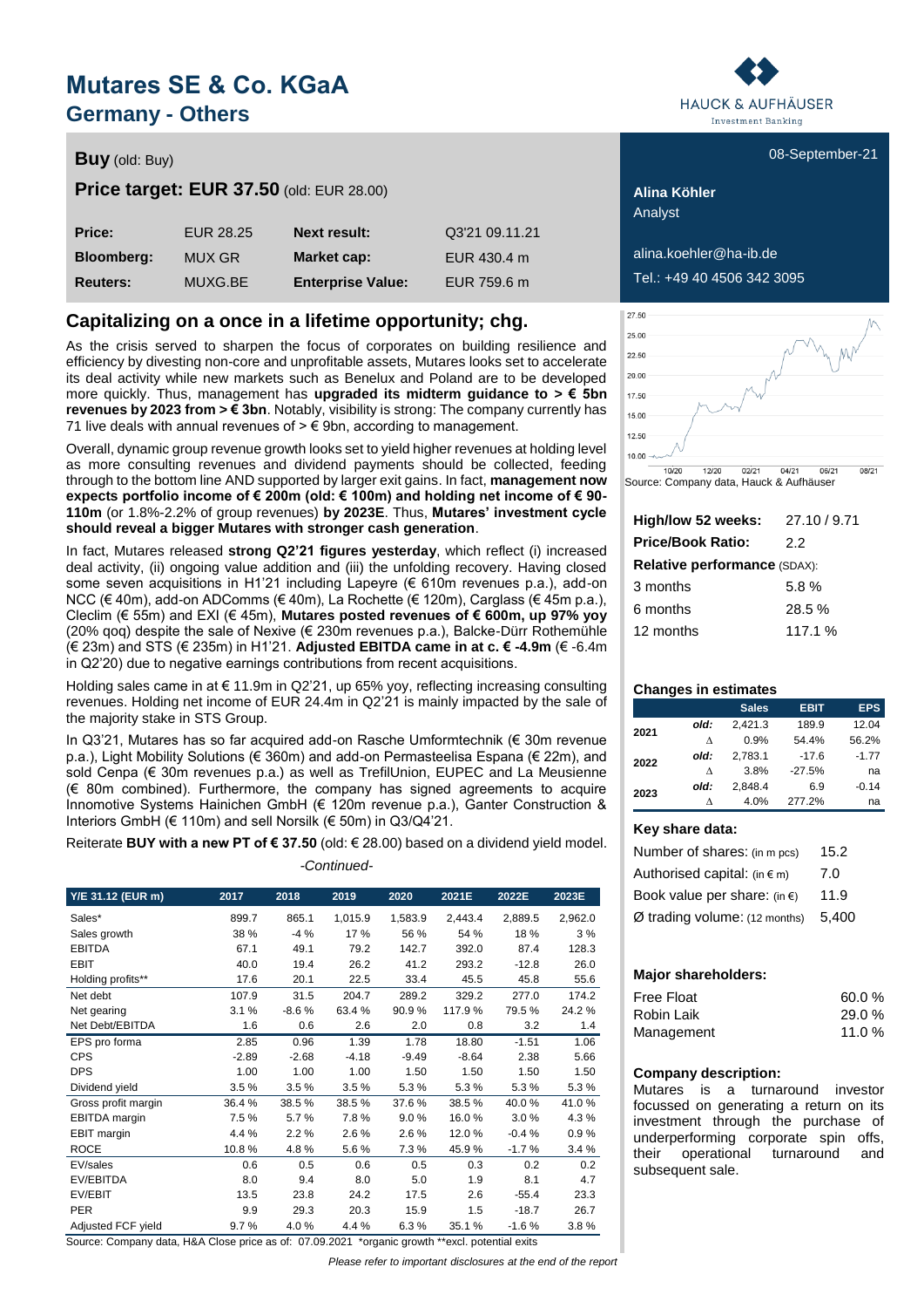# Mutares SE & Co. KGaA

## Germany - Others

HAUCK & AUFHÄUSER
Investment Banking

**Buy** (old: Buy)

08-September-21

**Price target: EUR 37.50** (old: EUR 28.00)

| **Price:** | EUR 28.25 | **Next result:** | Q3'21 09.11.21 |
|---|---|---|---|
| **Bloomberg:** | MUX GR | **Market cap:** | EUR 430.4 m |
| **Reuters:** | MUXG.BE | **Enterprise Value:** | EUR 759.6 m |

**Alina Köhler**
Analyst

alina.koehler@ha-ib.de
Tel.: +49 40 4506 342 3095

## Capitalizing on a once in a lifetime opportunity; chg.

As the crisis served to sharpen the focus of corporates on building resilience and efficiency by divesting non-core and unprofitable assets, Mutares looks set to accelerate its deal activity while new markets such as Benelux and Poland are to be developed more quickly. Thus, management has **upgraded its midterm guidance to > € 5bn revenues by 2023 from > € 3bn**. Notably, visibility is strong: The company currently has 71 live deals with annual revenues of > € 9bn, according to management.

Overall, dynamic group revenue growth looks set to yield higher revenues at holding level as more consulting revenues and dividend payments should be collected, feeding through to the bottom line AND supported by larger exit gains. In fact, **management now expects portfolio income of € 200m (old: € 100m) and holding net income of € 90-110m** (or 1.8%-2.2% of group revenues) **by 2023E**. Thus, **Mutares' investment cycle should reveal a bigger Mutares with stronger cash generation**.

In fact, Mutares released **strong Q2'21 figures yesterday**, which reflect (i) increased deal activity, (ii) ongoing value addition and (iii) the unfolding recovery. Having closed some seven acquisitions in H1'21 including Lapeyre (€ 610m revenues p.a.), add-on NCC (€ 40m), add-on ADComms (€ 40m), La Rochette (€ 120m), Carglass (€ 45m p.a.), Cleclim (€ 55m) and EXI (€ 45m), **Mutares posted revenues of € 600m, up 97% yoy** (20% qoq) despite the sale of Nexive (€ 230m revenues p.a.), Balcke-Dürr Rothemühle (€ 23m) and STS (€ 235m) in H1'21. **Adjusted EBITDA came in at c. € -4.9m** (€ -6.4m in Q2'20) due to negative earnings contributions from recent acquisitions.

Holding sales came in at € 11.9m in Q2'21, up 65% yoy, reflecting increasing consulting revenues. Holding net income of EUR 24.4m in Q2'21 is mainly impacted by the sale of the majority stake in STS Group.

In Q3'21, Mutares has so far acquired add-on Rasche Umformtechnik (€ 30m revenue p.a.), Light Mobility Solutions (€ 360m) and add-on Permasteelisa Espana (€ 22m), and sold Cenpa (€ 30m revenues p.a.) as well as TrefilUnion, EUPEC and La Meusienne (€ 80m combined). Furthermore, the company has signed agreements to acquire Innomotive Systems Hainichen GmbH (€ 120m revenue p.a.), Ganter Construction & Interiors GmbH (€ 110m) and sell Norsilk (€ 50m) in Q3/Q4'21.

Reiterate **BUY with a new PT of € 37.50** (old: € 28.00) based on a dividend yield model.

*-Continued-*

| Y/E 31.12 (EUR m) | 2017 | 2018 | 2019 | 2020 | 2021E | 2022E | 2023E |
|---|---|---|---|---|---|---|---|
| Sales* | 899.7 | 865.1 | 1,015.9 | 1,583.9 | 2,443.4 | 2,889.5 | 2,962.0 |
| Sales growth | 38 % | -4 % | 17 % | 56 % | 54 % | 18 % | 3 % |
| EBITDA | 67.1 | 49.1 | 79.2 | 142.7 | 392.0 | 87.4 | 128.3 |
| EBIT | 40.0 | 19.4 | 26.2 | 41.2 | 293.2 | -12.8 | 26.0 |
| Holding profits** | 17.6 | 20.1 | 22.5 | 33.4 | 45.5 | 45.8 | 55.6 |
| Net debt | 107.9 | 31.5 | 204.7 | 289.2 | 329.2 | 277.0 | 174.2 |
| Net gearing | 3.1 % | -8.6 % | 63.4 % | 90.9 % | 117.9 % | 79.5 % | 24.2 % |
| Net Debt/EBITDA | 1.6 | 0.6 | 2.6 | 2.0 | 0.8 | 3.2 | 1.4 |
| EPS pro forma | 2.85 | 0.96 | 1.39 | 1.78 | 18.80 | -1.51 | 1.06 |
| CPS | -2.89 | -2.68 | -4.18 | -9.49 | -8.64 | 2.38 | 5.66 |
| DPS | 1.00 | 1.00 | 1.00 | 1.50 | 1.50 | 1.50 | 1.50 |
| Dividend yield | 3.5 % | 3.5 % | 3.5 % | 5.3 % | 5.3 % | 5.3 % | 5.3 % |
| Gross profit margin | 36.4 % | 38.5 % | 38.5 % | 37.6 % | 38.5 % | 40.0 % | 41.0 % |
| EBITDA margin | 7.5 % | 5.7 % | 7.8 % | 9.0 % | 16.0 % | 3.0 % | 4.3 % |
| EBIT margin | 4.4 % | 2.2 % | 2.6 % | 2.6 % | 12.0 % | -0.4 % | 0.9 % |
| ROCE | 10.8 % | 4.8 % | 5.6 % | 7.3 % | 45.9 % | -1.7 % | 3.4 % |
| EV/sales | 0.6 | 0.5 | 0.6 | 0.5 | 0.3 | 0.2 | 0.2 |
| EV/EBITDA | 8.0 | 9.4 | 8.0 | 5.0 | 1.9 | 8.1 | 4.7 |
| EV/EBIT | 13.5 | 23.8 | 24.2 | 17.5 | 2.6 | -55.4 | 23.3 |
| PER | 9.9 | 29.3 | 20.3 | 15.9 | 1.5 | -18.7 | 26.7 |
| Adjusted FCF yield | 9.7 % | 4.0 % | 4.4 % | 6.3 % | 35.1 % | -1.6 % | 3.8 % |

Source: Company data, H&A Close price as of: 07.09.2021 *organic growth **excl. potential exits

Source: Company data, Hauck & Aufhäuser

| | |
|---|---|
| **High/low 52 weeks:** | 27.10 / 9.71 |
| **Price/Book Ratio:** | 2.2 |
| **Relative performance** (SDAX): | |
| 3 months | 5.8 % |
| 6 months | 28.5 % |
| 12 months | 117.1 % |

**Changes in estimates**

| | | Sales | EBIT | EPS |
|---|---|---|---|---|
| **2021** | **old:** | 2,421.3 | 189.9 | 12.04 |
| | Δ | 0.9% | 54.4% | 56.2% |
| **2022** | **old:** | 2,783.1 | -17.6 | -1.77 |
| | Δ | 3.8% | -27.5% | na |
| **2023** | **old:** | 2,848.4 | 6.9 | -0.14 |
| | Δ | 4.0% | 277.2% | na |

**Key share data:**

| | |
|---|---|
| Number of shares: (in m pcs) | 15.2 |
| Authorised capital: (in € m) | 7.0 |
| Book value per share: (in €) | 11.9 |
| Ø trading volume: (12 months) | 5,400 |

**Major shareholders:**

| | |
|---|---|
| Free Float | 60.0 % |
| Robin Laik | 29.0 % |
| Management | 11.0 % |

**Company description:**

Mutares is a turnaround investor focussed on generating a return on its investment through the purchase of underperforming corporate spin offs, their operational turnaround and subsequent sale.

*Please refer to important disclosures at the end of the report*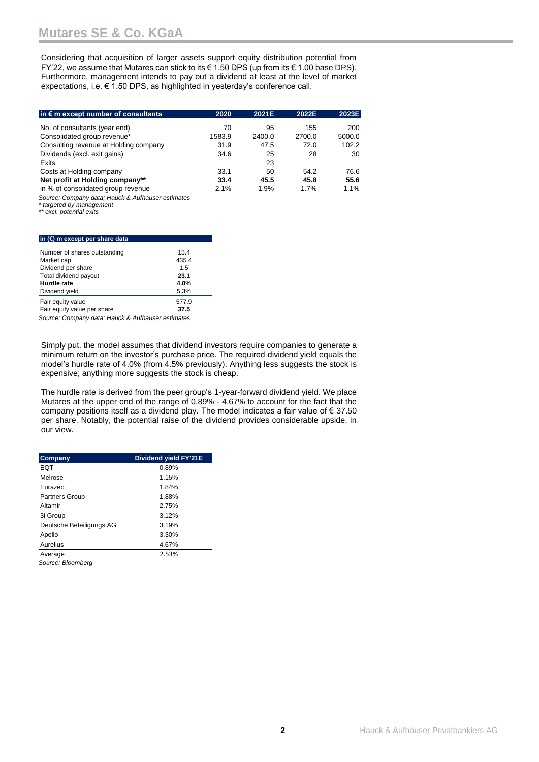# Mutares SE & Co. KGaA

Considering that acquisition of larger assets support equity distribution potential from FY'22, we assume that Mutares can stick to its € 1.50 DPS (up from its € 1.00 base DPS). Furthermore, management intends to pay out a dividend at least at the level of market expectations, i.e. € 1.50 DPS, as highlighted in yesterday's conference call.

| in € m except number of consultants | 2020 | 2021E | 2022E | 2023E |
|---|---|---|---|---|
| No. of consultants (year end) | 70 | 95 | 155 | 200 |
| Consolidated group revenue* | 1583.9 | 2400.0 | 2700.0 | 5000.0 |
| Consulting revenue at Holding company | 31.9 | 47.5 | 72.0 | 102.2 |
| Dividends (excl. exit gains) | 34.6 | 25 | 28 | 30 |
| Exits | | 23 | | |
| Costs at Holding company | 33.1 | 50 | 54.2 | 76.6 |
| **Net profit at Holding company**** | **33.4** | **45.5** | **45.8** | **55.6** |
| in % of consolidated group revenue | 2.1% | 1.9% | 1.7% | 1.1% |

*Source: Company data; Hauck & Aufhäuser estimates*
*\* targeted by management*
*\*\* excl. potential exits*

| in (€) m except per share data | |
|---|---|
| Number of shares outstanding | 15.4 |
| Market cap | 435.4 |
| Dividend per share | 1.5 |
| Total dividend payout | **23.1** |
| **Hurdle rate** | **4.0%** |
| Dividend yield | 5.3% |
| Fair equity value | 577.9 |
| Fair equity value per share | **37.5** |

*Source: Company data; Hauck & Aufhäuser estimates*

Simply put, the model assumes that dividend investors require companies to generate a minimum return on the investor's purchase price. The required dividend yield equals the model's hurdle rate of 4.0% (from 4.5% previously). Anything less suggests the stock is expensive; anything more suggests the stock is cheap.

The hurdle rate is derived from the peer group's 1-year-forward dividend yield. We place Mutares at the upper end of the range of 0.89% - 4.67% to account for the fact that the company positions itself as a dividend play. The model indicates a fair value of € 37.50 per share. Notably, the potential raise of the dividend provides considerable upside, in our view.

| Company | Dividend yield FY'21E |
|---|---|
| EQT | 0.89% |
| Melrose | 1.15% |
| Eurazeo | 1.84% |
| Partners Group | 1.88% |
| Altamir | 2.75% |
| 3i Group | 3.12% |
| Deutsche Beteiligungs AG | 3.19% |
| Apollo | 3.30% |
| Aurelius | 4.67% |
| Average | 2.53% |

*Source: Bloomberg*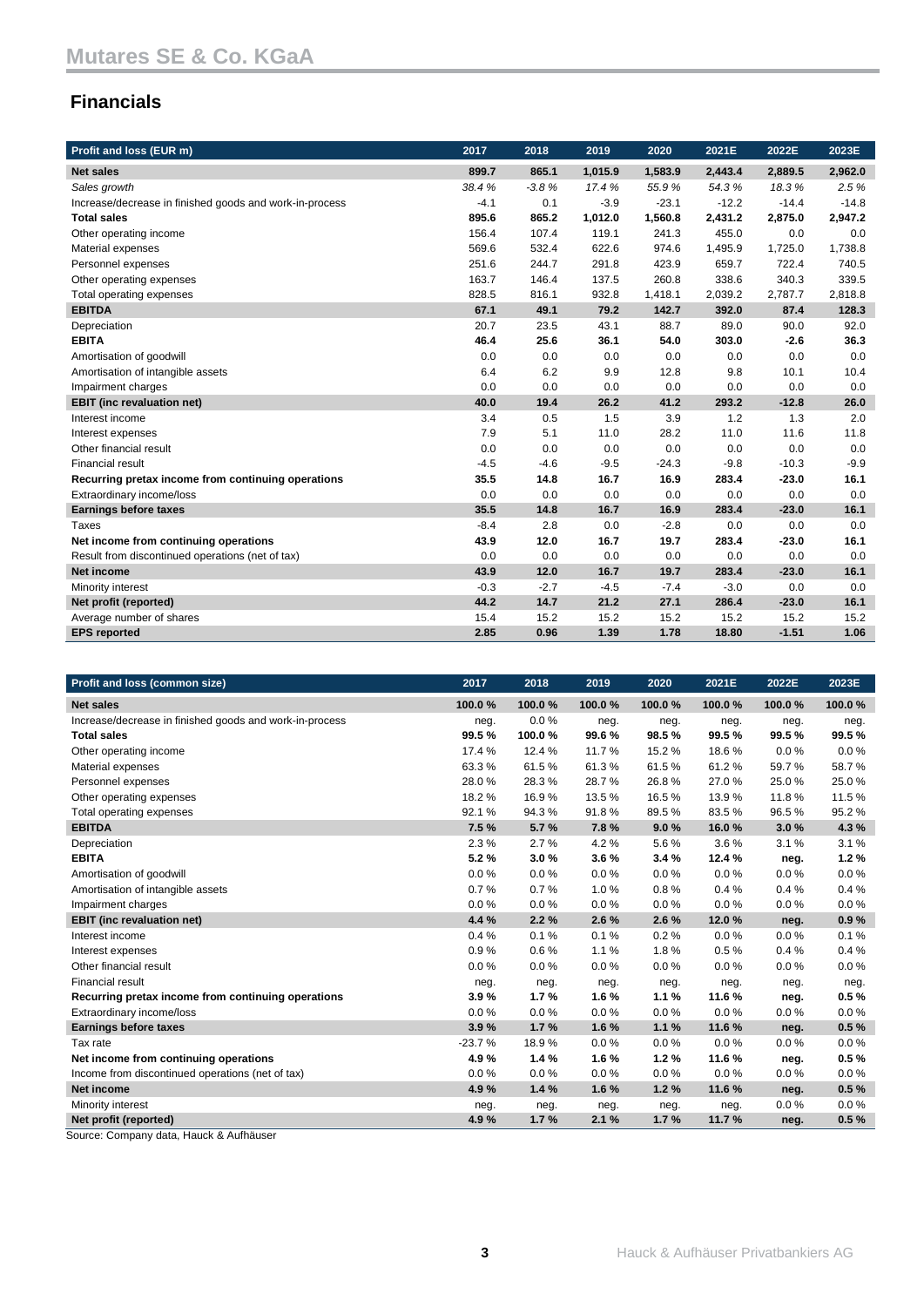# Mutares SE & Co. KGaA

## Financials

| Profit and loss (EUR m) | 2017 | 2018 | 2019 | 2020 | 2021E | 2022E | 2023E |
|---|---|---|---|---|---|---|---|
| **Net sales** | **899.7** | **865.1** | **1,015.9** | **1,583.9** | **2,443.4** | **2,889.5** | **2,962.0** |
| *Sales growth* | *38.4 %* | *-3.8 %* | *17.4 %* | *55.9 %* | *54.3 %* | *18.3 %* | *2.5 %* |
| Increase/decrease in finished goods and work-in-process | -4.1 | 0.1 | -3.9 | -23.1 | -12.2 | -14.4 | -14.8 |
| **Total sales** | **895.6** | **865.2** | **1,012.0** | **1,560.8** | **2,431.2** | **2,875.0** | **2,947.2** |
| Other operating income | 156.4 | 107.4 | 119.1 | 241.3 | 455.0 | 0.0 | 0.0 |
| Material expenses | 569.6 | 532.4 | 622.6 | 974.6 | 1,495.9 | 1,725.0 | 1,738.8 |
| Personnel expenses | 251.6 | 244.7 | 291.8 | 423.9 | 659.7 | 722.4 | 740.5 |
| Other operating expenses | 163.7 | 146.4 | 137.5 | 260.8 | 338.6 | 340.3 | 339.5 |
| Total operating expenses | 828.5 | 816.1 | 932.8 | 1,418.1 | 2,039.2 | 2,787.7 | 2,818.8 |
| **EBITDA** | **67.1** | **49.1** | **79.2** | **142.7** | **392.0** | **87.4** | **128.3** |
| Depreciation | 20.7 | 23.5 | 43.1 | 88.7 | 89.0 | 90.0 | 92.0 |
| **EBITA** | **46.4** | **25.6** | **36.1** | **54.0** | **303.0** | **-2.6** | **36.3** |
| Amortisation of goodwill | 0.0 | 0.0 | 0.0 | 0.0 | 0.0 | 0.0 | 0.0 |
| Amortisation of intangible assets | 6.4 | 6.2 | 9.9 | 12.8 | 9.8 | 10.1 | 10.4 |
| Impairment charges | 0.0 | 0.0 | 0.0 | 0.0 | 0.0 | 0.0 | 0.0 |
| **EBIT (inc revaluation net)** | **40.0** | **19.4** | **26.2** | **41.2** | **293.2** | **-12.8** | **26.0** |
| Interest income | 3.4 | 0.5 | 1.5 | 3.9 | 1.2 | 1.3 | 2.0 |
| Interest expenses | 7.9 | 5.1 | 11.0 | 28.2 | 11.0 | 11.6 | 11.8 |
| Other financial result | 0.0 | 0.0 | 0.0 | 0.0 | 0.0 | 0.0 | 0.0 |
| Financial result | -4.5 | -4.6 | -9.5 | -24.3 | -9.8 | -10.3 | -9.9 |
| **Recurring pretax income from continuing operations** | **35.5** | **14.8** | **16.7** | **16.9** | **283.4** | **-23.0** | **16.1** |
| Extraordinary income/loss | 0.0 | 0.0 | 0.0 | 0.0 | 0.0 | 0.0 | 0.0 |
| **Earnings before taxes** | **35.5** | **14.8** | **16.7** | **16.9** | **283.4** | **-23.0** | **16.1** |
| Taxes | -8.4 | 2.8 | 0.0 | -2.8 | 0.0 | 0.0 | 0.0 |
| **Net income from continuing operations** | **43.9** | **12.0** | **16.7** | **19.7** | **283.4** | **-23.0** | **16.1** |
| Result from discontinued operations (net of tax) | 0.0 | 0.0 | 0.0 | 0.0 | 0.0 | 0.0 | 0.0 |
| **Net income** | **43.9** | **12.0** | **16.7** | **19.7** | **283.4** | **-23.0** | **16.1** |
| Minority interest | -0.3 | -2.7 | -4.5 | -7.4 | -3.0 | 0.0 | 0.0 |
| **Net profit (reported)** | **44.2** | **14.7** | **21.2** | **27.1** | **286.4** | **-23.0** | **16.1** |
| Average number of shares | 15.4 | 15.2 | 15.2 | 15.2 | 15.2 | 15.2 | 15.2 |
| **EPS reported** | **2.85** | **0.96** | **1.39** | **1.78** | **18.80** | **-1.51** | **1.06** |

| Profit and loss (common size) | 2017 | 2018 | 2019 | 2020 | 2021E | 2022E | 2023E |
|---|---|---|---|---|---|---|---|
| **Net sales** | **100.0 %** | **100.0 %** | **100.0 %** | **100.0 %** | **100.0 %** | **100.0 %** | **100.0 %** |
| Increase/decrease in finished goods and work-in-process | neg. | 0.0 % | neg. | neg. | neg. | neg. | neg. |
| **Total sales** | **99.5 %** | **100.0 %** | **99.6 %** | **98.5 %** | **99.5 %** | **99.5 %** | **99.5 %** |
| Other operating income | 17.4 % | 12.4 % | 11.7 % | 15.2 % | 18.6 % | 0.0 % | 0.0 % |
| Material expenses | 63.3 % | 61.5 % | 61.3 % | 61.5 % | 61.2 % | 59.7 % | 58.7 % |
| Personnel expenses | 28.0 % | 28.3 % | 28.7 % | 26.8 % | 27.0 % | 25.0 % | 25.0 % |
| Other operating expenses | 18.2 % | 16.9 % | 13.5 % | 16.5 % | 13.9 % | 11.8 % | 11.5 % |
| Total operating expenses | 92.1 % | 94.3 % | 91.8 % | 89.5 % | 83.5 % | 96.5 % | 95.2 % |
| **EBITDA** | **7.5 %** | **5.7 %** | **7.8 %** | **9.0 %** | **16.0 %** | **3.0 %** | **4.3 %** |
| Depreciation | 2.3 % | 2.7 % | 4.2 % | 5.6 % | 3.6 % | 3.1 % | 3.1 % |
| **EBITA** | **5.2 %** | **3.0 %** | **3.6 %** | **3.4 %** | **12.4 %** | **neg.** | **1.2 %** |
| Amortisation of goodwill | 0.0 % | 0.0 % | 0.0 % | 0.0 % | 0.0 % | 0.0 % | 0.0 % |
| Amortisation of intangible assets | 0.7 % | 0.7 % | 1.0 % | 0.8 % | 0.4 % | 0.4 % | 0.4 % |
| Impairment charges | 0.0 % | 0.0 % | 0.0 % | 0.0 % | 0.0 % | 0.0 % | 0.0 % |
| **EBIT (inc revaluation net)** | **4.4 %** | **2.2 %** | **2.6 %** | **2.6 %** | **12.0 %** | **neg.** | **0.9 %** |
| Interest income | 0.4 % | 0.1 % | 0.1 % | 0.2 % | 0.0 % | 0.0 % | 0.1 % |
| Interest expenses | 0.9 % | 0.6 % | 1.1 % | 1.8 % | 0.5 % | 0.4 % | 0.4 % |
| Other financial result | 0.0 % | 0.0 % | 0.0 % | 0.0 % | 0.0 % | 0.0 % | 0.0 % |
| Financial result | neg. | neg. | neg. | neg. | neg. | neg. | neg. |
| **Recurring pretax income from continuing operations** | **3.9 %** | **1.7 %** | **1.6 %** | **1.1 %** | **11.6 %** | **neg.** | **0.5 %** |
| Extraordinary income/loss | 0.0 % | 0.0 % | 0.0 % | 0.0 % | 0.0 % | 0.0 % | 0.0 % |
| **Earnings before taxes** | **3.9 %** | **1.7 %** | **1.6 %** | **1.1 %** | **11.6 %** | **neg.** | **0.5 %** |
| Tax rate | -23.7 % | 18.9 % | 0.0 % | 0.0 % | 0.0 % | 0.0 % | 0.0 % |
| **Net income from continuing operations** | **4.9 %** | **1.4 %** | **1.6 %** | **1.2 %** | **11.6 %** | **neg.** | **0.5 %** |
| Income from discontinued operations (net of tax) | 0.0 % | 0.0 % | 0.0 % | 0.0 % | 0.0 % | 0.0 % | 0.0 % |
| **Net income** | **4.9 %** | **1.4 %** | **1.6 %** | **1.2 %** | **11.6 %** | **neg.** | **0.5 %** |
| Minority interest | neg. | neg. | neg. | neg. | neg. | 0.0 % | 0.0 % |
| **Net profit (reported)** | **4.9 %** | **1.7 %** | **2.1 %** | **1.7 %** | **11.7 %** | **neg.** | **0.5 %** |

Source: Company data, Hauck & Aufhäuser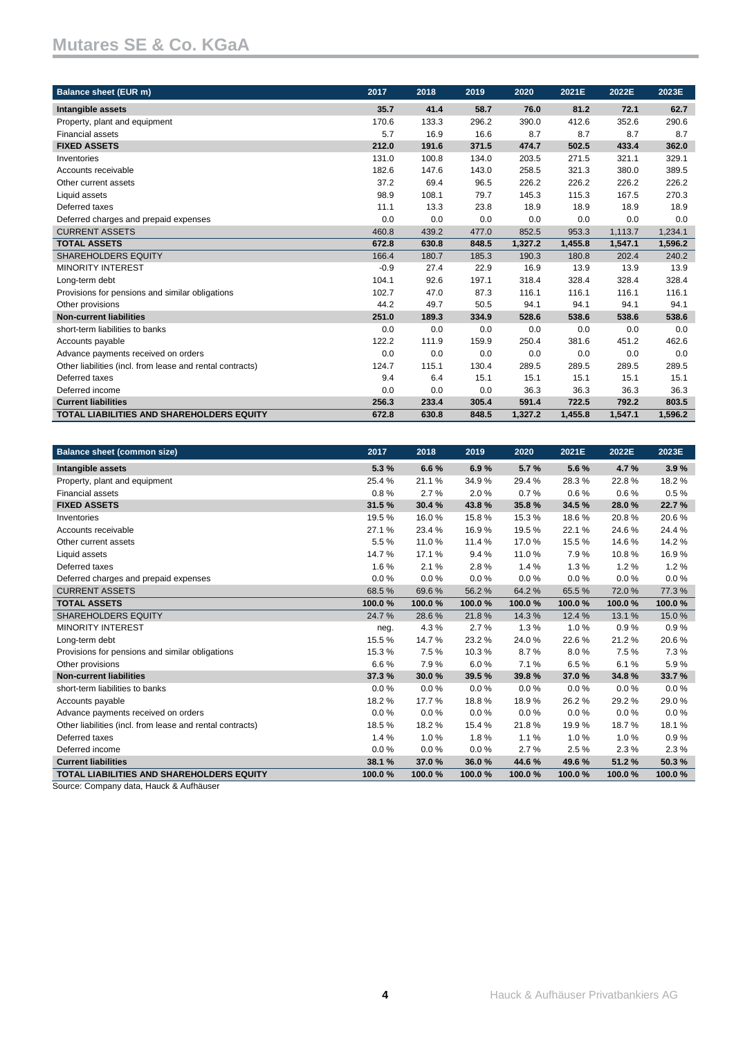# Mutares SE & Co. KGaA

| Balance sheet (EUR m) | 2017 | 2018 | 2019 | 2020 | 2021E | 2022E | 2023E |
|---|---|---|---|---|---|---|---|
| **Intangible assets** | **35.7** | **41.4** | **58.7** | **76.0** | **81.2** | **72.1** | **62.7** |
| Property, plant and equipment | 170.6 | 133.3 | 296.2 | 390.0 | 412.6 | 352.6 | 290.6 |
| Financial assets | 5.7 | 16.9 | 16.6 | 8.7 | 8.7 | 8.7 | 8.7 |
| **FIXED ASSETS** | **212.0** | **191.6** | **371.5** | **474.7** | **502.5** | **433.4** | **362.0** |
| Inventories | 131.0 | 100.8 | 134.0 | 203.5 | 271.5 | 321.1 | 329.1 |
| Accounts receivable | 182.6 | 147.6 | 143.0 | 258.5 | 321.3 | 380.0 | 389.5 |
| Other current assets | 37.2 | 69.4 | 96.5 | 226.2 | 226.2 | 226.2 | 226.2 |
| Liquid assets | 98.9 | 108.1 | 79.7 | 145.3 | 115.3 | 167.5 | 270.3 |
| Deferred taxes | 11.1 | 13.3 | 23.8 | 18.9 | 18.9 | 18.9 | 18.9 |
| Deferred charges and prepaid expenses | 0.0 | 0.0 | 0.0 | 0.0 | 0.0 | 0.0 | 0.0 |
| CURRENT ASSETS | 460.8 | 439.2 | 477.0 | 852.5 | 953.3 | 1,113.7 | 1,234.1 |
| **TOTAL ASSETS** | **672.8** | **630.8** | **848.5** | **1,327.2** | **1,455.8** | **1,547.1** | **1,596.2** |
| SHAREHOLDERS EQUITY | 166.4 | 180.7 | 185.3 | 190.3 | 180.8 | 202.4 | 240.2 |
| MINORITY INTEREST | -0.9 | 27.4 | 22.9 | 16.9 | 13.9 | 13.9 | 13.9 |
| Long-term debt | 104.1 | 92.6 | 197.1 | 318.4 | 328.4 | 328.4 | 328.4 |
| Provisions for pensions and similar obligations | 102.7 | 47.0 | 87.3 | 116.1 | 116.1 | 116.1 | 116.1 |
| Other provisions | 44.2 | 49.7 | 50.5 | 94.1 | 94.1 | 94.1 | 94.1 |
| **Non-current liabilities** | **251.0** | **189.3** | **334.9** | **528.6** | **538.6** | **538.6** | **538.6** |
| short-term liabilities to banks | 0.0 | 0.0 | 0.0 | 0.0 | 0.0 | 0.0 | 0.0 |
| Accounts payable | 122.2 | 111.9 | 159.9 | 250.4 | 381.6 | 451.2 | 462.6 |
| Advance payments received on orders | 0.0 | 0.0 | 0.0 | 0.0 | 0.0 | 0.0 | 0.0 |
| Other liabilities (incl. from lease and rental contracts) | 124.7 | 115.1 | 130.4 | 289.5 | 289.5 | 289.5 | 289.5 |
| Deferred taxes | 9.4 | 6.4 | 15.1 | 15.1 | 15.1 | 15.1 | 15.1 |
| Deferred income | 0.0 | 0.0 | 0.0 | 36.3 | 36.3 | 36.3 | 36.3 |
| **Current liabilities** | **256.3** | **233.4** | **305.4** | **591.4** | **722.5** | **792.2** | **803.5** |
| **TOTAL LIABILITIES AND SHAREHOLDERS EQUITY** | **672.8** | **630.8** | **848.5** | **1,327.2** | **1,455.8** | **1,547.1** | **1,596.2** |

| Balance sheet (common size) | 2017 | 2018 | 2019 | 2020 | 2021E | 2022E | 2023E |
|---|---|---|---|---|---|---|---|
| **Intangible assets** | **5.3 %** | **6.6 %** | **6.9 %** | **5.7 %** | **5.6 %** | **4.7 %** | **3.9 %** |
| Property, plant and equipment | 25.4 % | 21.1 % | 34.9 % | 29.4 % | 28.3 % | 22.8 % | 18.2 % |
| Financial assets | 0.8 % | 2.7 % | 2.0 % | 0.7 % | 0.6 % | 0.6 % | 0.5 % |
| **FIXED ASSETS** | **31.5 %** | **30.4 %** | **43.8 %** | **35.8 %** | **34.5 %** | **28.0 %** | **22.7 %** |
| Inventories | 19.5 % | 16.0 % | 15.8 % | 15.3 % | 18.6 % | 20.8 % | 20.6 % |
| Accounts receivable | 27.1 % | 23.4 % | 16.9 % | 19.5 % | 22.1 % | 24.6 % | 24.4 % |
| Other current assets | 5.5 % | 11.0 % | 11.4 % | 17.0 % | 15.5 % | 14.6 % | 14.2 % |
| Liquid assets | 14.7 % | 17.1 % | 9.4 % | 11.0 % | 7.9 % | 10.8 % | 16.9 % |
| Deferred taxes | 1.6 % | 2.1 % | 2.8 % | 1.4 % | 1.3 % | 1.2 % | 1.2 % |
| Deferred charges and prepaid expenses | 0.0 % | 0.0 % | 0.0 % | 0.0 % | 0.0 % | 0.0 % | 0.0 % |
| CURRENT ASSETS | 68.5 % | 69.6 % | 56.2 % | 64.2 % | 65.5 % | 72.0 % | 77.3 % |
| **TOTAL ASSETS** | **100.0 %** | **100.0 %** | **100.0 %** | **100.0 %** | **100.0 %** | **100.0 %** | **100.0 %** |
| SHAREHOLDERS EQUITY | 24.7 % | 28.6 % | 21.8 % | 14.3 % | 12.4 % | 13.1 % | 15.0 % |
| MINORITY INTEREST | neg. | 4.3 % | 2.7 % | 1.3 % | 1.0 % | 0.9 % | 0.9 % |
| Long-term debt | 15.5 % | 14.7 % | 23.2 % | 24.0 % | 22.6 % | 21.2 % | 20.6 % |
| Provisions for pensions and similar obligations | 15.3 % | 7.5 % | 10.3 % | 8.7 % | 8.0 % | 7.5 % | 7.3 % |
| Other provisions | 6.6 % | 7.9 % | 6.0 % | 7.1 % | 6.5 % | 6.1 % | 5.9 % |
| **Non-current liabilities** | **37.3 %** | **30.0 %** | **39.5 %** | **39.8 %** | **37.0 %** | **34.8 %** | **33.7 %** |
| short-term liabilities to banks | 0.0 % | 0.0 % | 0.0 % | 0.0 % | 0.0 % | 0.0 % | 0.0 % |
| Accounts payable | 18.2 % | 17.7 % | 18.8 % | 18.9 % | 26.2 % | 29.2 % | 29.0 % |
| Advance payments received on orders | 0.0 % | 0.0 % | 0.0 % | 0.0 % | 0.0 % | 0.0 % | 0.0 % |
| Other liabilities (incl. from lease and rental contracts) | 18.5 % | 18.2 % | 15.4 % | 21.8 % | 19.9 % | 18.7 % | 18.1 % |
| Deferred taxes | 1.4 % | 1.0 % | 1.8 % | 1.1 % | 1.0 % | 1.0 % | 0.9 % |
| Deferred income | 0.0 % | 0.0 % | 0.0 % | 2.7 % | 2.5 % | 2.3 % | 2.3 % |
| **Current liabilities** | **38.1 %** | **37.0 %** | **36.0 %** | **44.6 %** | **49.6 %** | **51.2 %** | **50.3 %** |
| **TOTAL LIABILITIES AND SHAREHOLDERS EQUITY** | **100.0 %** | **100.0 %** | **100.0 %** | **100.0 %** | **100.0 %** | **100.0 %** | **100.0 %** |

Source: Company data, Hauck & Aufhäuser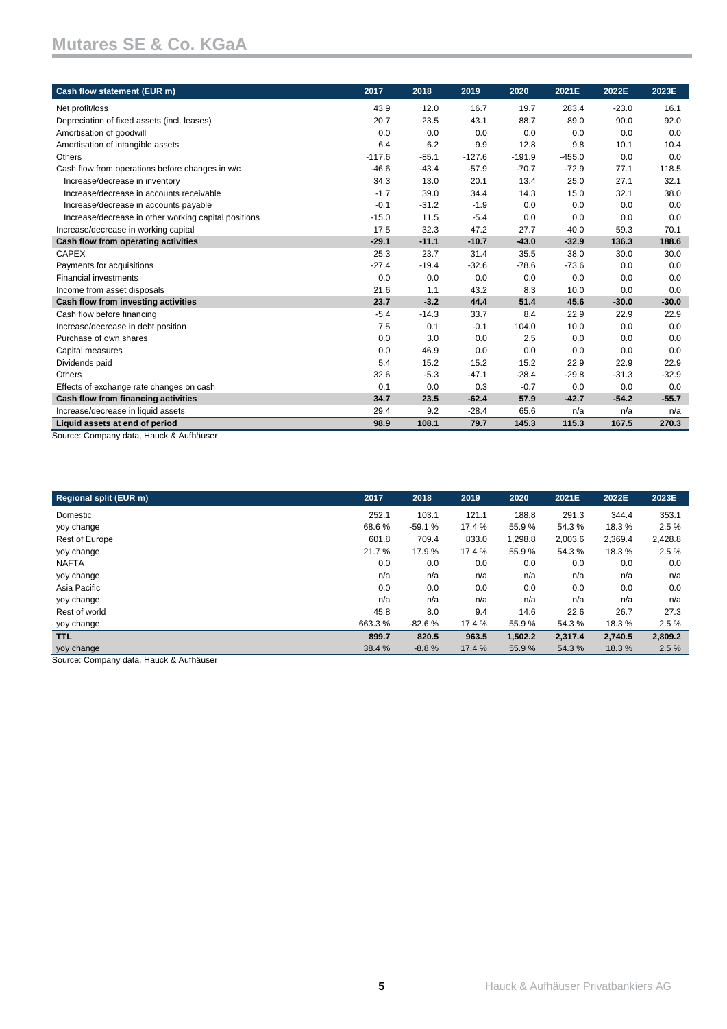| Cash flow statement (EUR m) | 2017 | 2018 | 2019 | 2020 | 2021E | 2022E | 2023E |
|---|---|---|---|---|---|---|---|
| Net profit/loss | 43.9 | 12.0 | 16.7 | 19.7 | 283.4 | -23.0 | 16.1 |
| Depreciation of fixed assets (incl. leases) | 20.7 | 23.5 | 43.1 | 88.7 | 89.0 | 90.0 | 92.0 |
| Amortisation of goodwill | 0.0 | 0.0 | 0.0 | 0.0 | 0.0 | 0.0 | 0.0 |
| Amortisation of intangible assets | 6.4 | 6.2 | 9.9 | 12.8 | 9.8 | 10.1 | 10.4 |
| Others | -117.6 | -85.1 | -127.6 | -191.9 | -455.0 | 0.0 | 0.0 |
| Cash flow from operations before changes in w/c | -46.6 | -43.4 | -57.9 | -70.7 | -72.9 | 77.1 | 118.5 |
| Increase/decrease in inventory | 34.3 | 13.0 | 20.1 | 13.4 | 25.0 | 27.1 | 32.1 |
| Increase/decrease in accounts receivable | -1.7 | 39.0 | 34.4 | 14.3 | 15.0 | 32.1 | 38.0 |
| Increase/decrease in accounts payable | -0.1 | -31.2 | -1.9 | 0.0 | 0.0 | 0.0 | 0.0 |
| Increase/decrease in other working capital positions | -15.0 | 11.5 | -5.4 | 0.0 | 0.0 | 0.0 | 0.0 |
| Increase/decrease in working capital | 17.5 | 32.3 | 47.2 | 27.7 | 40.0 | 59.3 | 70.1 |
| **Cash flow from operating activities** | **-29.1** | **-11.1** | **-10.7** | **-43.0** | **-32.9** | **136.3** | **188.6** |
| CAPEX | 25.3 | 23.7 | 31.4 | 35.5 | 38.0 | 30.0 | 30.0 |
| Payments for acquisitions | -27.4 | -19.4 | -32.6 | -78.6 | -73.6 | 0.0 | 0.0 |
| Financial investments | 0.0 | 0.0 | 0.0 | 0.0 | 0.0 | 0.0 | 0.0 |
| Income from asset disposals | 21.6 | 1.1 | 43.2 | 8.3 | 10.0 | 0.0 | 0.0 |
| **Cash flow from investing activities** | **23.7** | **-3.2** | **44.4** | **51.4** | **45.6** | **-30.0** | **-30.0** |
| Cash flow before financing | -5.4 | -14.3 | 33.7 | 8.4 | 22.9 | 22.9 | 22.9 |
| Increase/decrease in debt position | 7.5 | 0.1 | -0.1 | 104.0 | 10.0 | 0.0 | 0.0 |
| Purchase of own shares | 0.0 | 3.0 | 0.0 | 2.5 | 0.0 | 0.0 | 0.0 |
| Capital measures | 0.0 | 46.9 | 0.0 | 0.0 | 0.0 | 0.0 | 0.0 |
| Dividends paid | 5.4 | 15.2 | 15.2 | 15.2 | 22.9 | 22.9 | 22.9 |
| Others | 32.6 | -5.3 | -47.1 | -28.4 | -29.8 | -31.3 | -32.9 |
| Effects of exchange rate changes on cash | 0.1 | 0.0 | 0.3 | -0.7 | 0.0 | 0.0 | 0.0 |
| **Cash flow from financing activities** | **34.7** | **23.5** | **-62.4** | **57.9** | **-42.7** | **-54.2** | **-55.7** |
| Increase/decrease in liquid assets | 29.4 | 9.2 | -28.4 | 65.6 | n/a | n/a | n/a |
| **Liquid assets at end of period** | **98.9** | **108.1** | **79.7** | **145.3** | **115.3** | **167.5** | **270.3** |

Source: Company data, Hauck & Aufhäuser

| Regional split (EUR m) | 2017 | 2018 | 2019 | 2020 | 2021E | 2022E | 2023E |
|---|---|---|---|---|---|---|---|
| Domestic | 252.1 | 103.1 | 121.1 | 188.8 | 291.3 | 344.4 | 353.1 |
| yoy change | 68.6 % | -59.1 % | 17.4 % | 55.9 % | 54.3 % | 18.3 % | 2.5 % |
| Rest of Europe | 601.8 | 709.4 | 833.0 | 1,298.8 | 2,003.6 | 2,369.4 | 2,428.8 |
| yoy change | 21.7 % | 17.9 % | 17.4 % | 55.9 % | 54.3 % | 18.3 % | 2.5 % |
| NAFTA | 0.0 | 0.0 | 0.0 | 0.0 | 0.0 | 0.0 | 0.0 |
| yoy change | n/a | n/a | n/a | n/a | n/a | n/a | n/a |
| Asia Pacific | 0.0 | 0.0 | 0.0 | 0.0 | 0.0 | 0.0 | 0.0 |
| yoy change | n/a | n/a | n/a | n/a | n/a | n/a | n/a |
| Rest of world | 45.8 | 8.0 | 9.4 | 14.6 | 22.6 | 26.7 | 27.3 |
| yoy change | 663.3 % | -82.6 % | 17.4 % | 55.9 % | 54.3 % | 18.3 % | 2.5 % |
| **TTL** | **899.7** | **820.5** | **963.5** | **1,502.2** | **2,317.4** | **2,740.5** | **2,809.2** |
| yoy change | 38.4 % | -8.8 % | 17.4 % | 55.9 % | 54.3 % | 18.3 % | 2.5 % |

Source: Company data, Hauck & Aufhäuser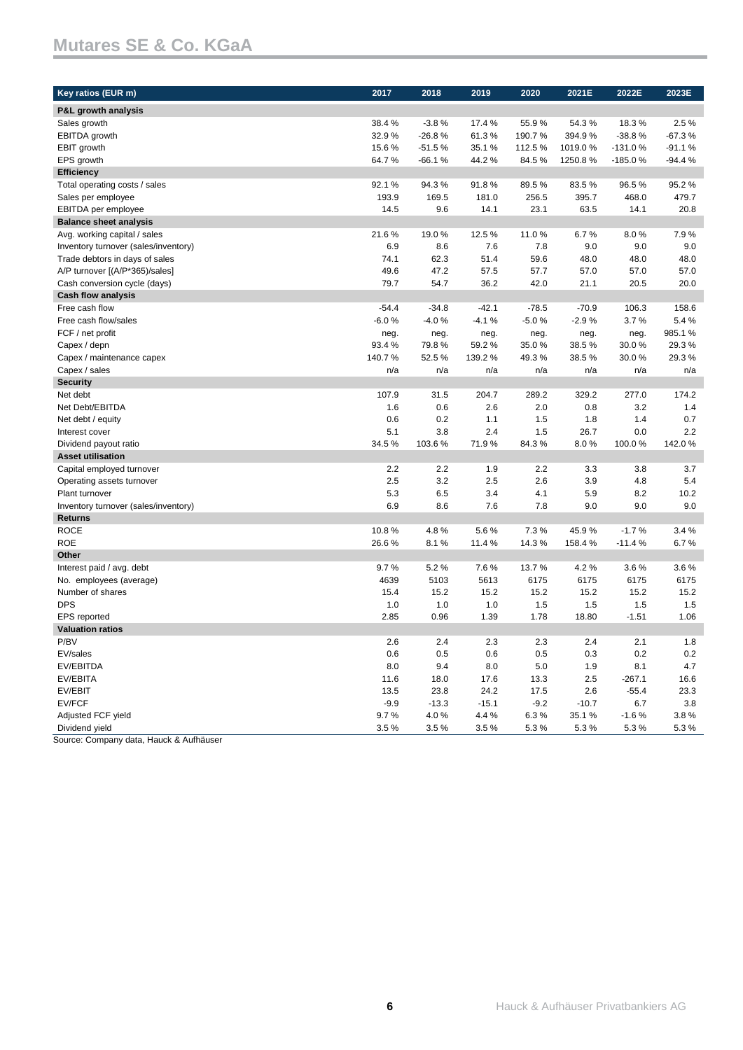| Key ratios (EUR m) | 2017 | 2018 | 2019 | 2020 | 2021E | 2022E | 2023E |
|---|---|---|---|---|---|---|---|
| **P&L growth analysis** | | | | | | | |
| Sales growth | 38.4 % | -3.8 % | 17.4 % | 55.9 % | 54.3 % | 18.3 % | 2.5 % |
| EBITDA growth | 32.9 % | -26.8 % | 61.3 % | 190.7 % | 394.9 % | -38.8 % | -67.3 % |
| EBIT growth | 15.6 % | -51.5 % | 35.1 % | 112.5 % | 1019.0 % | -131.0 % | -91.1 % |
| EPS growth | 64.7 % | -66.1 % | 44.2 % | 84.5 % | 1250.8 % | -185.0 % | -94.4 % |
| **Efficiency** | | | | | | | |
| Total operating costs / sales | 92.1 % | 94.3 % | 91.8 % | 89.5 % | 83.5 % | 96.5 % | 95.2 % |
| Sales per employee | 193.9 | 169.5 | 181.0 | 256.5 | 395.7 | 468.0 | 479.7 |
| EBITDA per employee | 14.5 | 9.6 | 14.1 | 23.1 | 63.5 | 14.1 | 20.8 |
| **Balance sheet analysis** | | | | | | | |
| Avg. working capital / sales | 21.6 % | 19.0 % | 12.5 % | 11.0 % | 6.7 % | 8.0 % | 7.9 % |
| Inventory turnover (sales/inventory) | 6.9 | 8.6 | 7.6 | 7.8 | 9.0 | 9.0 | 9.0 |
| Trade debtors in days of sales | 74.1 | 62.3 | 51.4 | 59.6 | 48.0 | 48.0 | 48.0 |
| A/P turnover [(A/P*365)/sales] | 49.6 | 47.2 | 57.5 | 57.7 | 57.0 | 57.0 | 57.0 |
| Cash conversion cycle (days) | 79.7 | 54.7 | 36.2 | 42.0 | 21.1 | 20.5 | 20.0 |
| **Cash flow analysis** | | | | | | | |
| Free cash flow | -54.4 | -34.8 | -42.1 | -78.5 | -70.9 | 106.3 | 158.6 |
| Free cash flow/sales | -6.0 % | -4.0 % | -4.1 % | -5.0 % | -2.9 % | 3.7 % | 5.4 % |
| FCF / net profit | neg. | neg. | neg. | neg. | neg. | neg. | 985.1 % |
| Capex / depn | 93.4 % | 79.8 % | 59.2 % | 35.0 % | 38.5 % | 30.0 % | 29.3 % |
| Capex / maintenance capex | 140.7 % | 52.5 % | 139.2 % | 49.3 % | 38.5 % | 30.0 % | 29.3 % |
| Capex / sales | n/a | n/a | n/a | n/a | n/a | n/a | n/a |
| **Security** | | | | | | | |
| Net debt | 107.9 | 31.5 | 204.7 | 289.2 | 329.2 | 277.0 | 174.2 |
| Net Debt/EBITDA | 1.6 | 0.6 | 2.6 | 2.0 | 0.8 | 3.2 | 1.4 |
| Net debt / equity | 0.6 | 0.2 | 1.1 | 1.5 | 1.8 | 1.4 | 0.7 |
| Interest cover | 5.1 | 3.8 | 2.4 | 1.5 | 26.7 | 0.0 | 2.2 |
| Dividend payout ratio | 34.5 % | 103.6 % | 71.9 % | 84.3 % | 8.0 % | 100.0 % | 142.0 % |
| **Asset utilisation** | | | | | | | |
| Capital employed turnover | 2.2 | 2.2 | 1.9 | 2.2 | 3.3 | 3.8 | 3.7 |
| Operating assets turnover | 2.5 | 3.2 | 2.5 | 2.6 | 3.9 | 4.8 | 5.4 |
| Plant turnover | 5.3 | 6.5 | 3.4 | 4.1 | 5.9 | 8.2 | 10.2 |
| Inventory turnover (sales/inventory) | 6.9 | 8.6 | 7.6 | 7.8 | 9.0 | 9.0 | 9.0 |
| **Returns** | | | | | | | |
| ROCE | 10.8 % | 4.8 % | 5.6 % | 7.3 % | 45.9 % | -1.7 % | 3.4 % |
| ROE | 26.6 % | 8.1 % | 11.4 % | 14.3 % | 158.4 % | -11.4 % | 6.7 % |
| **Other** | | | | | | | |
| Interest paid / avg. debt | 9.7 % | 5.2 % | 7.6 % | 13.7 % | 4.2 % | 3.6 % | 3.6 % |
| No. employees (average) | 4639 | 5103 | 5613 | 6175 | 6175 | 6175 | 6175 |
| Number of shares | 15.4 | 15.2 | 15.2 | 15.2 | 15.2 | 15.2 | 15.2 |
| DPS | 1.0 | 1.0 | 1.0 | 1.5 | 1.5 | 1.5 | 1.5 |
| EPS reported | 2.85 | 0.96 | 1.39 | 1.78 | 18.80 | -1.51 | 1.06 |
| **Valuation ratios** | | | | | | | |
| P/BV | 2.6 | 2.4 | 2.3 | 2.3 | 2.4 | 2.1 | 1.8 |
| EV/sales | 0.6 | 0.5 | 0.6 | 0.5 | 0.3 | 0.2 | 0.2 |
| EV/EBITDA | 8.0 | 9.4 | 8.0 | 5.0 | 1.9 | 8.1 | 4.7 |
| EV/EBITA | 11.6 | 18.0 | 17.6 | 13.3 | 2.5 | -267.1 | 16.6 |
| EV/EBIT | 13.5 | 23.8 | 24.2 | 17.5 | 2.6 | -55.4 | 23.3 |
| EV/FCF | -9.9 | -13.3 | -15.1 | -9.2 | -10.7 | 6.7 | 3.8 |
| Adjusted FCF yield | 9.7 % | 4.0 % | 4.4 % | 6.3 % | 35.1 % | -1.6 % | 3.8 % |
| Dividend yield | 3.5 % | 3.5 % | 3.5 % | 5.3 % | 5.3 % | 5.3 % | 5.3 % |

Source: Company data, Hauck & Aufhäuser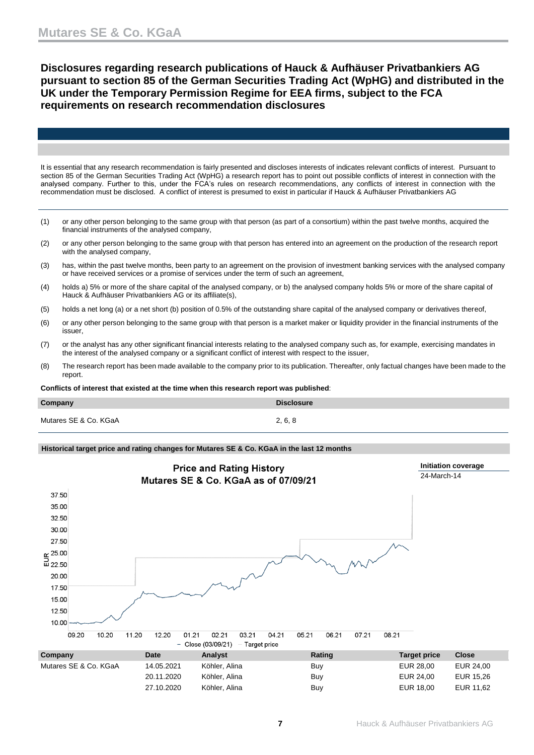## Disclosures regarding research publications of Hauck & Aufhäuser Privatbankiers AG pursuant to section 85 of the German Securities Trading Act (WpHG) and distributed in the UK under the Temporary Permission Regime for EEA firms, subject to the FCA requirements on research recommendation disclosures

It is essential that any research recommendation is fairly presented and discloses interests of indicates relevant conflicts of interest. Pursuant to section 85 of the German Securities Trading Act (WpHG) a research report has to point out possible conflicts of interest in connection with the analysed company. Further to this, under the FCA's rules on research recommendations, any conflicts of interest in connection with the recommendation must be disclosed. A conflict of interest is presumed to exist in particular if Hauck & Aufhäuser Privatbankiers AG

(1) or any other person belonging to the same group with that person (as part of a consortium) within the past twelve months, acquired the financial instruments of the analysed company,

(2) or any other person belonging to the same group with that person has entered into an agreement on the production of the research report with the analysed company,

(3) has, within the past twelve months, been party to an agreement on the provision of investment banking services with the analysed company or have received services or a promise of services under the term of such an agreement,

(4) holds a) 5% or more of the share capital of the analysed company, or b) the analysed company holds 5% or more of the share capital of Hauck & Aufhäuser Privatbankiers AG or its affiliate(s),

(5) holds a net long (a) or a net short (b) position of 0.5% of the outstanding share capital of the analysed company or derivatives thereof,

(6) or any other person belonging to the same group with that person is a market maker or liquidity provider in the financial instruments of the issuer,

(7) or the analyst has any other significant financial interests relating to the analysed company such as, for example, exercising mandates in the interest of the analysed company or a significant conflict of interest with respect to the issuer,

(8) The research report has been made available to the company prior to its publication. Thereafter, only factual changes have been made to the report.

**Conflicts of interest that existed at the time when this research report was published**:

| Company | Disclosure |
|---|---|
| Mutares SE & Co. KGaA | 2, 6, 8 |

**Historical target price and rating changes for Mutares SE & Co. KGaA in the last 12 months**

Price and Rating History
Mutares SE & Co. KGaA as of 07/09/21

**Initiation coverage**
24-March-14

| Company | Date | Analyst | Rating | Target price | Close |
|---|---|---|---|---|---|
| Mutares SE & Co. KGaA | 14.05.2021 | Köhler, Alina | Buy | EUR 28,00 | EUR 24,00 |
| | 20.11.2020 | Köhler, Alina | Buy | EUR 24,00 | EUR 15,26 |
| | 27.10.2020 | Köhler, Alina | Buy | EUR 18,00 | EUR 11,62 |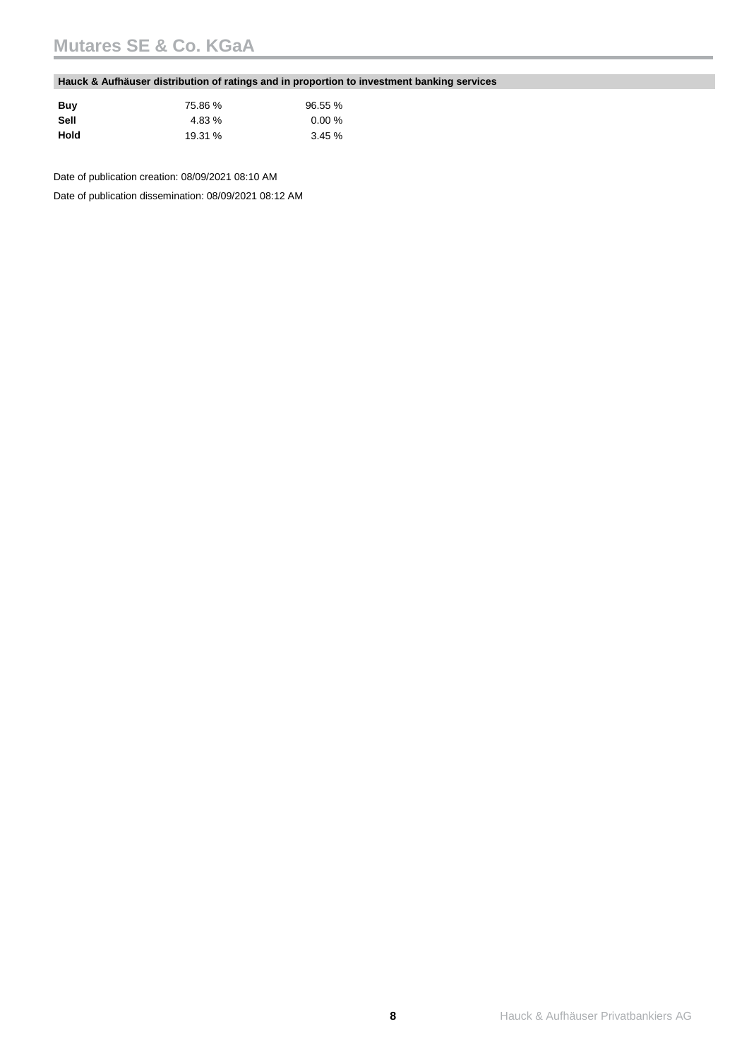### Hauck & Aufhäuser distribution of ratings and in proportion to investment banking services

| | | |
|---|---|---|
| **Buy** | 75.86 % | 96.55 % |
| **Sell** | 4.83 % | 0.00 % |
| **Hold** | 19.31 % | 3.45 % |

Date of publication creation: 08/09/2021 08:10 AM

Date of publication dissemination: 08/09/2021 08:12 AM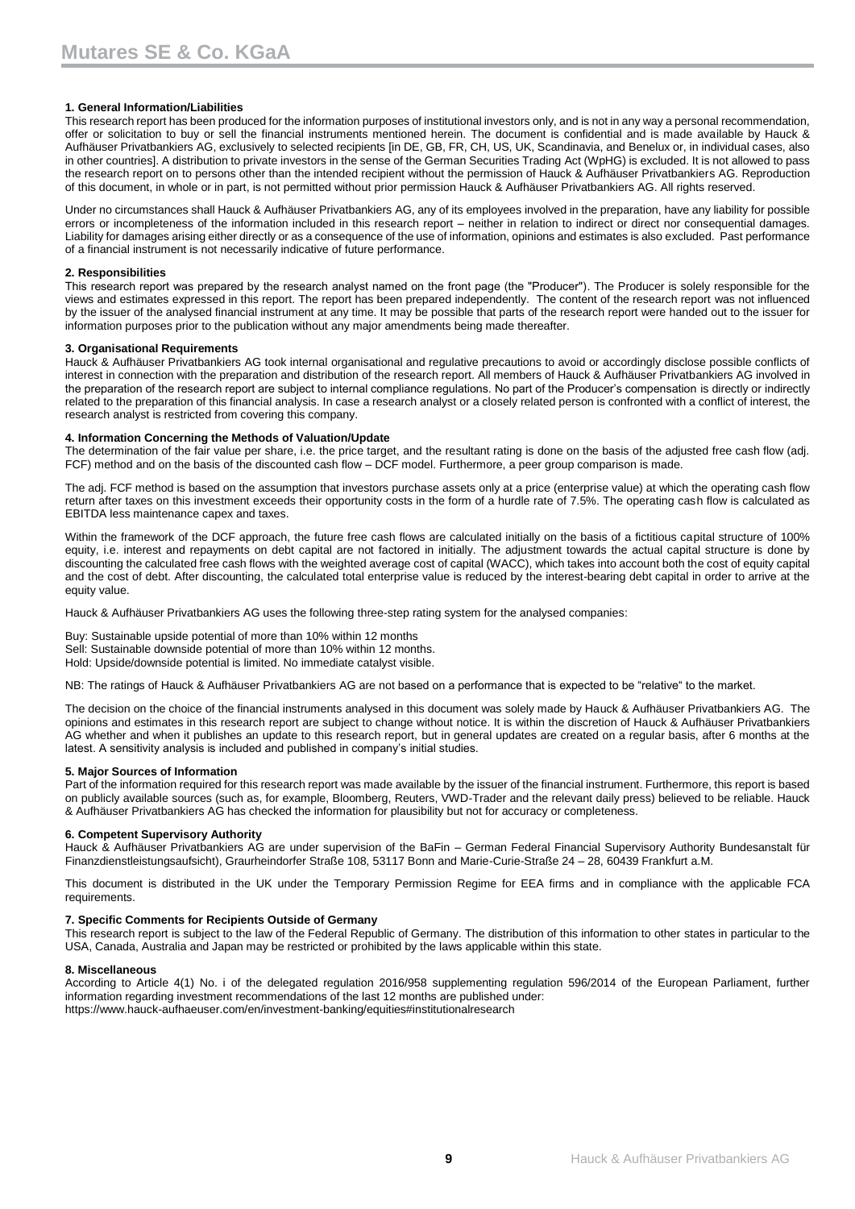**1. General Information/Liabilities**

This research report has been produced for the information purposes of institutional investors only, and is not in any way a personal recommendation, offer or solicitation to buy or sell the financial instruments mentioned herein. The document is confidential and is made available by Hauck & Aufhäuser Privatbankiers AG, exclusively to selected recipients [in DE, GB, FR, CH, US, UK, Scandinavia, and Benelux or, in individual cases, also in other countries]. A distribution to private investors in the sense of the German Securities Trading Act (WpHG) is excluded. It is not allowed to pass the research report on to persons other than the intended recipient without the permission of Hauck & Aufhäuser Privatbankiers AG. Reproduction of this document, in whole or in part, is not permitted without prior permission Hauck & Aufhäuser Privatbankiers AG. All rights reserved.

Under no circumstances shall Hauck & Aufhäuser Privatbankiers AG, any of its employees involved in the preparation, have any liability for possible errors or incompleteness of the information included in this research report – neither in relation to indirect or direct nor consequential damages. Liability for damages arising either directly or as a consequence of the use of information, opinions and estimates is also excluded. Past performance of a financial instrument is not necessarily indicative of future performance.

**2. Responsibilities**

This research report was prepared by the research analyst named on the front page (the "Producer"). The Producer is solely responsible for the views and estimates expressed in this report. The report has been prepared independently. The content of the research report was not influenced by the issuer of the analysed financial instrument at any time. It may be possible that parts of the research report were handed out to the issuer for information purposes prior to the publication without any major amendments being made thereafter.

**3. Organisational Requirements**

Hauck & Aufhäuser Privatbankiers AG took internal organisational and regulative precautions to avoid or accordingly disclose possible conflicts of interest in connection with the preparation and distribution of the research report. All members of Hauck & Aufhäuser Privatbankiers AG involved in the preparation of the research report are subject to internal compliance regulations. No part of the Producer's compensation is directly or indirectly related to the preparation of this financial analysis. In case a research analyst or a closely related person is confronted with a conflict of interest, the research analyst is restricted from covering this company.

**4. Information Concerning the Methods of Valuation/Update**

The determination of the fair value per share, i.e. the price target, and the resultant rating is done on the basis of the adjusted free cash flow (adj. FCF) method and on the basis of the discounted cash flow – DCF model. Furthermore, a peer group comparison is made.

The adj. FCF method is based on the assumption that investors purchase assets only at a price (enterprise value) at which the operating cash flow return after taxes on this investment exceeds their opportunity costs in the form of a hurdle rate of 7.5%. The operating cash flow is calculated as EBITDA less maintenance capex and taxes.

Within the framework of the DCF approach, the future free cash flows are calculated initially on the basis of a fictitious capital structure of 100% equity, i.e. interest and repayments on debt capital are not factored in initially. The adjustment towards the actual capital structure is done by discounting the calculated free cash flows with the weighted average cost of capital (WACC), which takes into account both the cost of equity capital and the cost of debt. After discounting, the calculated total enterprise value is reduced by the interest-bearing debt capital in order to arrive at the equity value.

Hauck & Aufhäuser Privatbankiers AG uses the following three-step rating system for the analysed companies:

Buy: Sustainable upside potential of more than 10% within 12 months
Sell: Sustainable downside potential of more than 10% within 12 months.
Hold: Upside/downside potential is limited. No immediate catalyst visible.

NB: The ratings of Hauck & Aufhäuser Privatbankiers AG are not based on a performance that is expected to be "relative" to the market.

The decision on the choice of the financial instruments analysed in this document was solely made by Hauck & Aufhäuser Privatbankiers AG. The opinions and estimates in this research report are subject to change without notice. It is within the discretion of Hauck & Aufhäuser Privatbankiers AG whether and when it publishes an update to this research report, but in general updates are created on a regular basis, after 6 months at the latest. A sensitivity analysis is included and published in company's initial studies.

**5. Major Sources of Information**

Part of the information required for this research report was made available by the issuer of the financial instrument. Furthermore, this report is based on publicly available sources (such as, for example, Bloomberg, Reuters, VWD-Trader and the relevant daily press) believed to be reliable. Hauck & Aufhäuser Privatbankiers AG has checked the information for plausibility but not for accuracy or completeness.

**6. Competent Supervisory Authority**

Hauck & Aufhäuser Privatbankiers AG are under supervision of the BaFin – German Federal Financial Supervisory Authority Bundesanstalt für Finanzdienstleistungsaufsicht), Graurheindorfer Straße 108, 53117 Bonn and Marie-Curie-Straße 24 – 28, 60439 Frankfurt a.M.

This document is distributed in the UK under the Temporary Permission Regime for EEA firms and in compliance with the applicable FCA requirements.

**7. Specific Comments for Recipients Outside of Germany**

This research report is subject to the law of the Federal Republic of Germany. The distribution of this information to other states in particular to the USA, Canada, Australia and Japan may be restricted or prohibited by the laws applicable within this state.

**8. Miscellaneous**

According to Article 4(1) No. i of the delegated regulation 2016/958 supplementing regulation 596/2014 of the European Parliament, further information regarding investment recommendations of the last 12 months are published under:
https://www.hauck-aufhaeuser.com/en/investment-banking/equities#institutionalresearch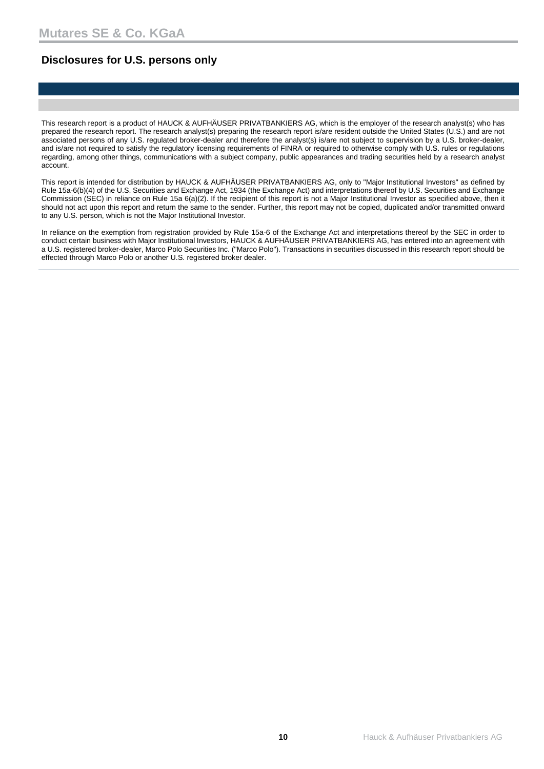## Disclosures for U.S. persons only

This research report is a product of HAUCK & AUFHÄUSER PRIVATBANKIERS AG, which is the employer of the research analyst(s) who has prepared the research report. The research analyst(s) preparing the research report is/are resident outside the United States (U.S.) and are not associated persons of any U.S. regulated broker-dealer and therefore the analyst(s) is/are not subject to supervision by a U.S. broker-dealer, and is/are not required to satisfy the regulatory licensing requirements of FINRA or required to otherwise comply with U.S. rules or regulations regarding, among other things, communications with a subject company, public appearances and trading securities held by a research analyst account.

This report is intended for distribution by HAUCK & AUFHÄUSER PRIVATBANKIERS AG, only to "Major Institutional Investors" as defined by Rule 15a-6(b)(4) of the U.S. Securities and Exchange Act, 1934 (the Exchange Act) and interpretations thereof by U.S. Securities and Exchange Commission (SEC) in reliance on Rule 15a 6(a)(2). If the recipient of this report is not a Major Institutional Investor as specified above, then it should not act upon this report and return the same to the sender. Further, this report may not be copied, duplicated and/or transmitted onward to any U.S. person, which is not the Major Institutional Investor.

In reliance on the exemption from registration provided by Rule 15a-6 of the Exchange Act and interpretations thereof by the SEC in order to conduct certain business with Major Institutional Investors, HAUCK & AUFHÄUSER PRIVATBANKIERS AG, has entered into an agreement with a U.S. registered broker-dealer, Marco Polo Securities Inc. ("Marco Polo"). Transactions in securities discussed in this research report should be effected through Marco Polo or another U.S. registered broker dealer.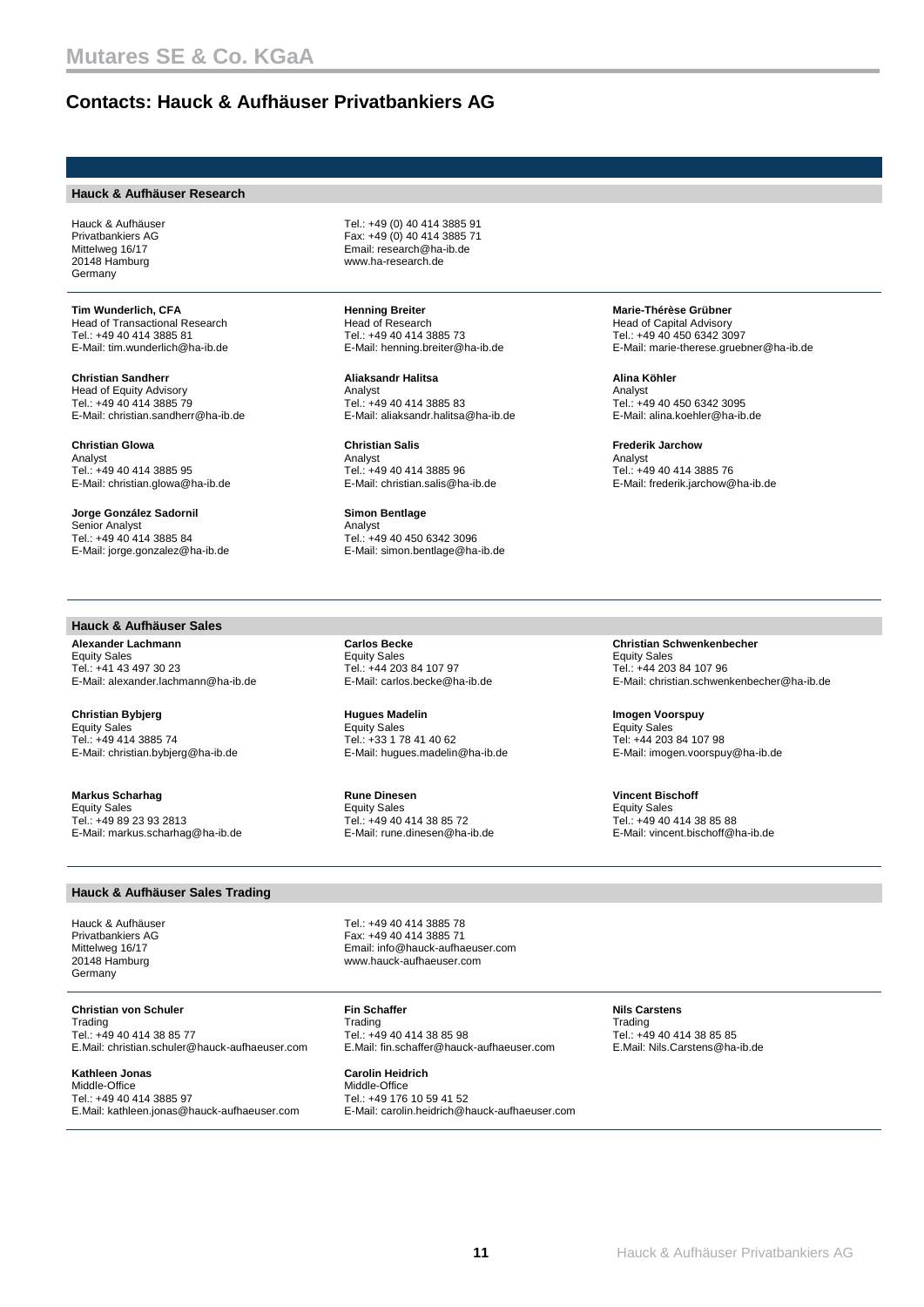# Mutares SE & Co. KGaA

## Contacts: Hauck & Aufhäuser Privatbankiers AG

### Hauck & Aufhäuser Research

Hauck & Aufhäuser
Privatbankiers AG
Mittelweg 16/17
20148 Hamburg
Germany

Tel.: +49 (0) 40 414 3885 91
Fax: +49 (0) 40 414 3885 71
Email: research@ha-ib.de
www.ha-research.de

**Tim Wunderlich, CFA**
Head of Transactional Research
Tel.: +49 40 414 3885 81
E-Mail: tim.wunderlich@ha-ib.de

**Henning Breiter**
Head of Research
Tel.: +49 40 414 3885 73
E-Mail: henning.breiter@ha-ib.de

**Marie-Thérèse Grübner**
Head of Capital Advisory
Tel.: +49 40 450 6342 3097
E-Mail: marie-therese.gruebner@ha-ib.de

**Christian Sandherr**
Head of Equity Advisory
Tel.: +49 40 414 3885 79
E-Mail: christian.sandherr@ha-ib.de

**Aliaksandr Halitsa**
Analyst
Tel.: +49 40 414 3885 83
E-Mail: aliaksandr.halitsa@ha-ib.de

**Alina Köhler**
Analyst
Tel.: +49 40 450 6342 3095
E-Mail: alina.koehler@ha-ib.de

**Christian Glowa**
Analyst
Tel.: +49 40 414 3885 95
E-Mail: christian.glowa@ha-ib.de

**Christian Salis**
Analyst
Tel.: +49 40 414 3885 96
E-Mail: christian.salis@ha-ib.de

**Frederik Jarchow**
Analyst
Tel.: +49 40 414 3885 76
E-Mail: frederik.jarchow@ha-ib.de

**Jorge González Sadornil**
Senior Analyst
Tel.: +49 40 414 3885 84
E-Mail: jorge.gonzalez@ha-ib.de

**Simon Bentlage**
Analyst
Tel.: +49 40 450 6342 3096
E-Mail: simon.bentlage@ha-ib.de

### Hauck & Aufhäuser Sales

**Alexander Lachmann**
Equity Sales
Tel.: +41 43 497 30 23
E-Mail: alexander.lachmann@ha-ib.de

**Carlos Becke**
Equity Sales
Tel.: +44 203 84 107 97
E-Mail: carlos.becke@ha-ib.de

**Christian Schwenkenbecher**
Equity Sales
Tel.: +44 203 84 107 96
E-Mail: christian.schwenkenbecher@ha-ib.de

**Christian Bybjerg**
Equity Sales
Tel.: +49 414 3885 74
E-Mail: christian.bybjerg@ha-ib.de

**Hugues Madelin**
Equity Sales
Tel.: +33 1 78 41 40 62
E-Mail: hugues.madelin@ha-ib.de

**Imogen Voorspuy**
Equity Sales
Tel: +44 203 84 107 98
E-Mail: imogen.voorspuy@ha-ib.de

**Markus Scharhag**
Equity Sales
Tel.: +49 89 23 93 2813
E-Mail: markus.scharhag@ha-ib.de

**Rune Dinesen**
Equity Sales
Tel.: +49 40 414 38 85 72
E-Mail: rune.dinesen@ha-ib.de

**Vincent Bischoff**
Equity Sales
Tel.: +49 40 414 38 85 88
E-Mail: vincent.bischoff@ha-ib.de

### Hauck & Aufhäuser Sales Trading

Hauck & Aufhäuser
Privatbankiers AG
Mittelweg 16/17
20148 Hamburg
Germany

Tel.: +49 40 414 3885 78
Fax: +49 40 414 3885 71
Email: info@hauck-aufhaeuser.com
www.hauck-aufhaeuser.com

**Christian von Schuler**
Trading
Tel.: +49 40 414 38 85 77
E.Mail: christian.schuler@hauck-aufhaeuser.com

**Fin Schaffer**
Trading
Tel.: +49 40 414 38 85 98
E.Mail: fin.schaffer@hauck-aufhaeuser.com

**Nils Carstens**
Trading
Tel.: +49 40 414 38 85 85
E.Mail: Nils.Carstens@ha-ib.de

**Kathleen Jonas**
Middle-Office
Tel.: +49 40 414 3885 97
E.Mail: kathleen.jonas@hauck-aufhaeuser.com

**Carolin Heidrich**
Middle-Office
Tel.: +49 176 10 59 41 52
E-Mail: carolin.heidrich@hauck-aufhaeuser.com